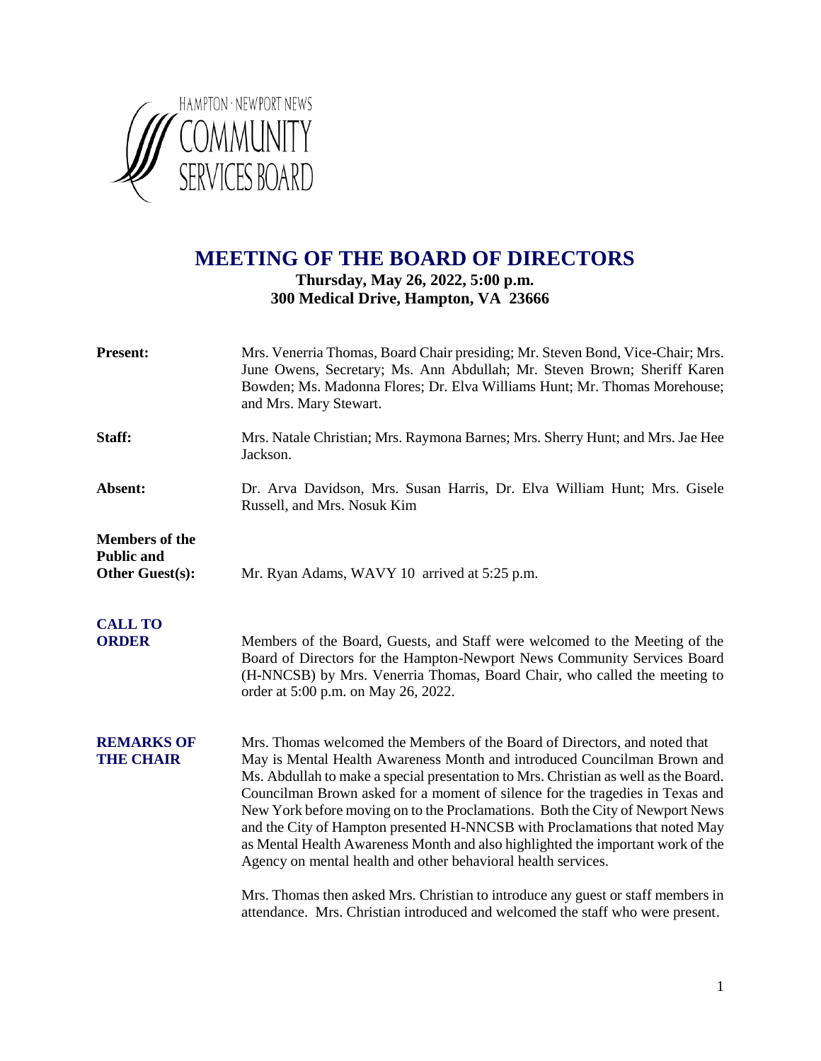HAMPTON · NEWPORT NEWS
COMMUNITY
SERVICES BOARD

# MEETING OF THE BOARD OF DIRECTORS

**Thursday, May 26, 2022, 5:00 p.m.**
**300 Medical Drive, Hampton, VA 23666**

**Present:** Mrs. Venerria Thomas, Board Chair presiding; Mr. Steven Bond, Vice-Chair; Mrs. June Owens, Secretary; Ms. Ann Abdullah; Mr. Steven Brown; Sheriff Karen Bowden; Ms. Madonna Flores; Dr. Elva Williams Hunt; Mr. Thomas Morehouse; and Mrs. Mary Stewart.

**Staff:** Mrs. Natale Christian; Mrs. Raymona Barnes; Mrs. Sherry Hunt; and Mrs. Jae Hee Jackson.

**Absent:** Dr. Arva Davidson, Mrs. Susan Harris, Dr. Elva William Hunt; Mrs. Gisele Russell, and Mrs. Nosuk Kim

**Members of the Public and Other Guest(s):** Mr. Ryan Adams, WAVY 10 arrived at 5:25 p.m.

**CALL TO ORDER**

Members of the Board, Guests, and Staff were welcomed to the Meeting of the Board of Directors for the Hampton-Newport News Community Services Board (H-NNCSB) by Mrs. Venerria Thomas, Board Chair, who called the meeting to order at 5:00 p.m. on May 26, 2022.

**REMARKS OF THE CHAIR**

Mrs. Thomas welcomed the Members of the Board of Directors, and noted that May is Mental Health Awareness Month and introduced Councilman Brown and Ms. Abdullah to make a special presentation to Mrs. Christian as well as the Board. Councilman Brown asked for a moment of silence for the tragedies in Texas and New York before moving on to the Proclamations. Both the City of Newport News and the City of Hampton presented H-NNCSB with Proclamations that noted May as Mental Health Awareness Month and also highlighted the important work of the Agency on mental health and other behavioral health services.

Mrs. Thomas then asked Mrs. Christian to introduce any guest or staff members in attendance. Mrs. Christian introduced and welcomed the staff who were present.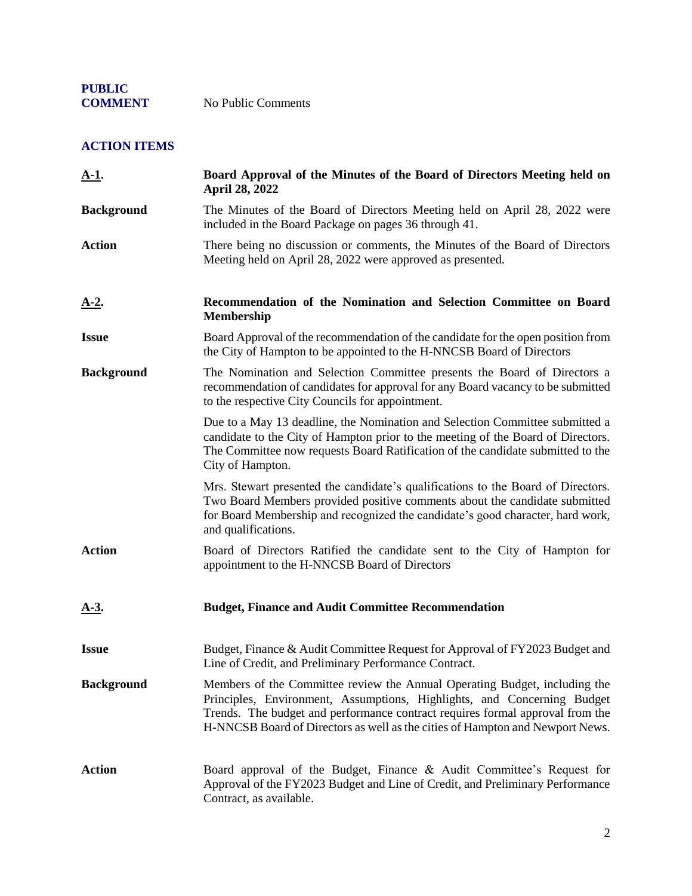**PUBLIC COMMENT** No Public Comments

## ACTION ITEMS

**A-1.** **Board Approval of the Minutes of the Board of Directors Meeting held on April 28, 2022**

**Background** The Minutes of the Board of Directors Meeting held on April 28, 2022 were included in the Board Package on pages 36 through 41.

**Action** There being no discussion or comments, the Minutes of the Board of Directors Meeting held on April 28, 2022 were approved as presented.

**A-2.** **Recommendation of the Nomination and Selection Committee on Board Membership**

**Issue** Board Approval of the recommendation of the candidate for the open position from the City of Hampton to be appointed to the H-NNCSB Board of Directors

**Background** The Nomination and Selection Committee presents the Board of Directors a recommendation of candidates for approval for any Board vacancy to be submitted to the respective City Councils for appointment.

Due to a May 13 deadline, the Nomination and Selection Committee submitted a candidate to the City of Hampton prior to the meeting of the Board of Directors. The Committee now requests Board Ratification of the candidate submitted to the City of Hampton.

Mrs. Stewart presented the candidate's qualifications to the Board of Directors. Two Board Members provided positive comments about the candidate submitted for Board Membership and recognized the candidate's good character, hard work, and qualifications.

**Action** Board of Directors Ratified the candidate sent to the City of Hampton for appointment to the H-NNCSB Board of Directors

**A-3.** **Budget, Finance and Audit Committee Recommendation**

**Issue** Budget, Finance & Audit Committee Request for Approval of FY2023 Budget and Line of Credit, and Preliminary Performance Contract.

**Background** Members of the Committee review the Annual Operating Budget, including the Principles, Environment, Assumptions, Highlights, and Concerning Budget Trends. The budget and performance contract requires formal approval from the H-NNCSB Board of Directors as well as the cities of Hampton and Newport News.

**Action** Board approval of the Budget, Finance & Audit Committee's Request for Approval of the FY2023 Budget and Line of Credit, and Preliminary Performance Contract, as available.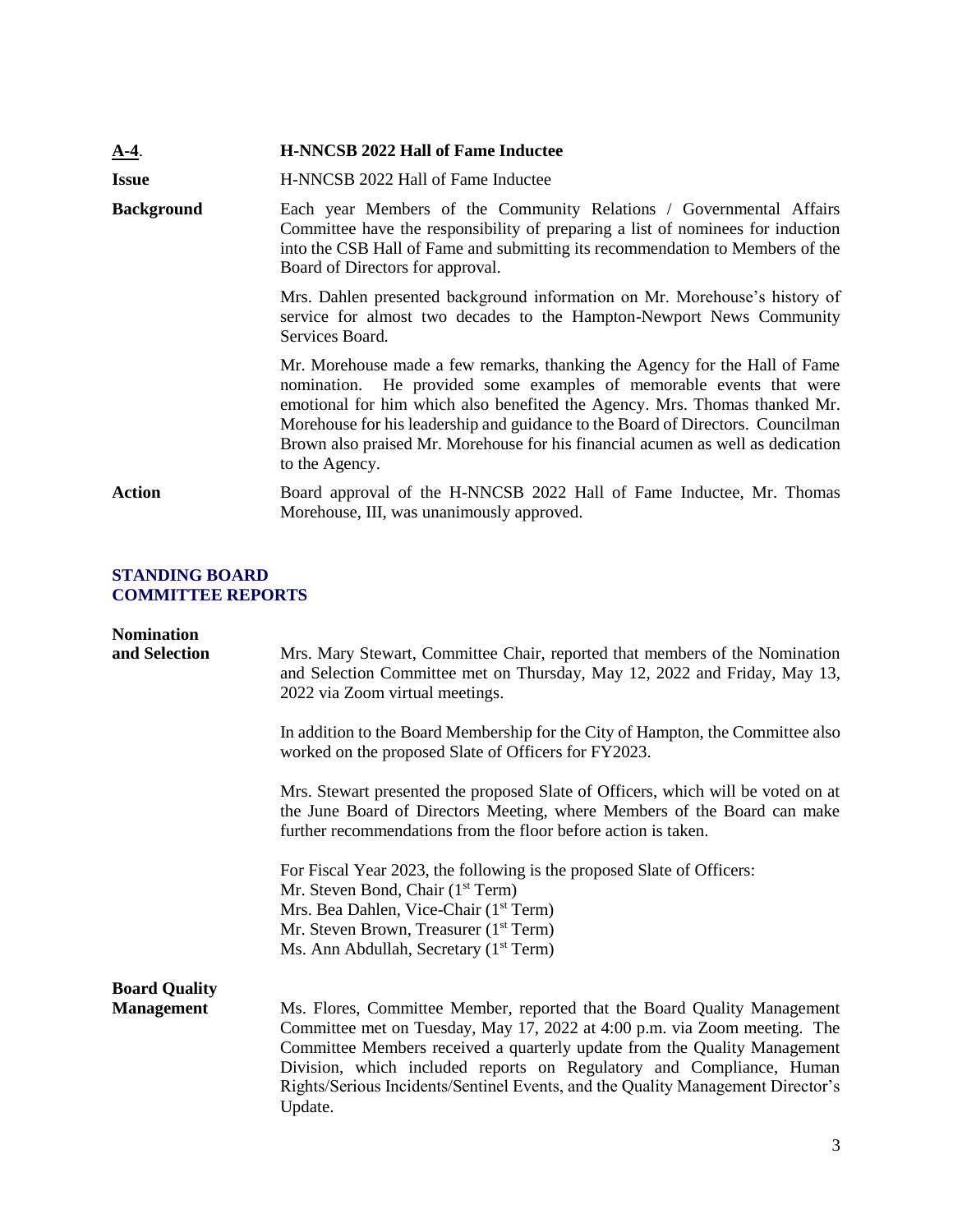**A-4.** **H-NNCSB 2022 Hall of Fame Inductee**

**Issue** H-NNCSB 2022 Hall of Fame Inductee

**Background** Each year Members of the Community Relations / Governmental Affairs Committee have the responsibility of preparing a list of nominees for induction into the CSB Hall of Fame and submitting its recommendation to Members of the Board of Directors for approval.

Mrs. Dahlen presented background information on Mr. Morehouse's history of service for almost two decades to the Hampton-Newport News Community Services Board.

Mr. Morehouse made a few remarks, thanking the Agency for the Hall of Fame nomination. He provided some examples of memorable events that were emotional for him which also benefited the Agency. Mrs. Thomas thanked Mr. Morehouse for his leadership and guidance to the Board of Directors. Councilman Brown also praised Mr. Morehouse for his financial acumen as well as dedication to the Agency.

**Action** Board approval of the H-NNCSB 2022 Hall of Fame Inductee, Mr. Thomas Morehouse, III, was unanimously approved.

## STANDING BOARD COMMITTEE REPORTS

**Nomination and Selection** Mrs. Mary Stewart, Committee Chair, reported that members of the Nomination and Selection Committee met on Thursday, May 12, 2022 and Friday, May 13, 2022 via Zoom virtual meetings.

In addition to the Board Membership for the City of Hampton, the Committee also worked on the proposed Slate of Officers for FY2023.

Mrs. Stewart presented the proposed Slate of Officers, which will be voted on at the June Board of Directors Meeting, where Members of the Board can make further recommendations from the floor before action is taken.

For Fiscal Year 2023, the following is the proposed Slate of Officers:
Mr. Steven Bond, Chair (1st Term)
Mrs. Bea Dahlen, Vice-Chair (1st Term)
Mr. Steven Brown, Treasurer (1st Term)
Ms. Ann Abdullah, Secretary (1st Term)

**Board Quality Management** Ms. Flores, Committee Member, reported that the Board Quality Management Committee met on Tuesday, May 17, 2022 at 4:00 p.m. via Zoom meeting. The Committee Members received a quarterly update from the Quality Management Division, which included reports on Regulatory and Compliance, Human Rights/Serious Incidents/Sentinel Events, and the Quality Management Director's Update.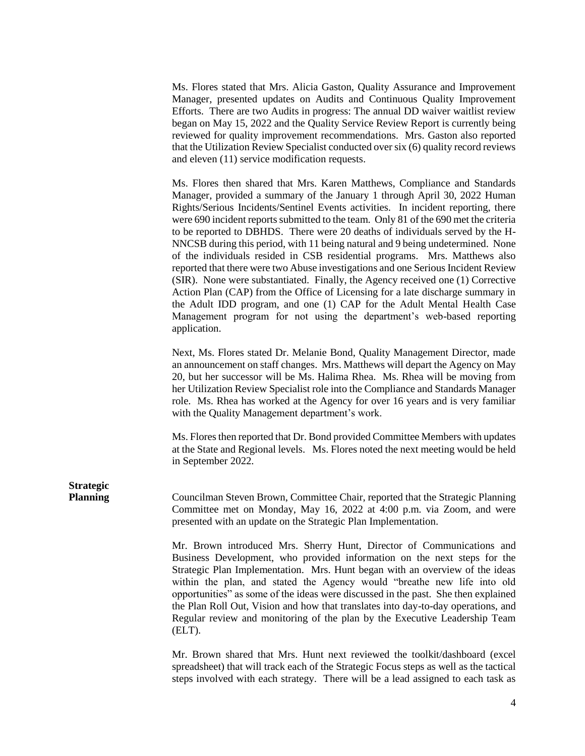Ms. Flores stated that Mrs. Alicia Gaston, Quality Assurance and Improvement Manager, presented updates on Audits and Continuous Quality Improvement Efforts. There are two Audits in progress: The annual DD waiver waitlist review began on May 15, 2022 and the Quality Service Review Report is currently being reviewed for quality improvement recommendations. Mrs. Gaston also reported that the Utilization Review Specialist conducted over six (6) quality record reviews and eleven (11) service modification requests.

Ms. Flores then shared that Mrs. Karen Matthews, Compliance and Standards Manager, provided a summary of the January 1 through April 30, 2022 Human Rights/Serious Incidents/Sentinel Events activities. In incident reporting, there were 690 incident reports submitted to the team. Only 81 of the 690 met the criteria to be reported to DBHDS. There were 20 deaths of individuals served by the H-NNCSB during this period, with 11 being natural and 9 being undetermined. None of the individuals resided in CSB residential programs. Mrs. Matthews also reported that there were two Abuse investigations and one Serious Incident Review (SIR). None were substantiated. Finally, the Agency received one (1) Corrective Action Plan (CAP) from the Office of Licensing for a late discharge summary in the Adult IDD program, and one (1) CAP for the Adult Mental Health Case Management program for not using the department's web-based reporting application.

Next, Ms. Flores stated Dr. Melanie Bond, Quality Management Director, made an announcement on staff changes. Mrs. Matthews will depart the Agency on May 20, but her successor will be Ms. Halima Rhea. Ms. Rhea will be moving from her Utilization Review Specialist role into the Compliance and Standards Manager role. Ms. Rhea has worked at the Agency for over 16 years and is very familiar with the Quality Management department's work.

Ms. Flores then reported that Dr. Bond provided Committee Members with updates at the State and Regional levels. Ms. Flores noted the next meeting would be held in September 2022.

**Strategic Planning**

Councilman Steven Brown, Committee Chair, reported that the Strategic Planning Committee met on Monday, May 16, 2022 at 4:00 p.m. via Zoom, and were presented with an update on the Strategic Plan Implementation.

Mr. Brown introduced Mrs. Sherry Hunt, Director of Communications and Business Development, who provided information on the next steps for the Strategic Plan Implementation. Mrs. Hunt began with an overview of the ideas within the plan, and stated the Agency would "breathe new life into old opportunities" as some of the ideas were discussed in the past. She then explained the Plan Roll Out, Vision and how that translates into day-to-day operations, and Regular review and monitoring of the plan by the Executive Leadership Team (ELT).

Mr. Brown shared that Mrs. Hunt next reviewed the toolkit/dashboard (excel spreadsheet) that will track each of the Strategic Focus steps as well as the tactical steps involved with each strategy. There will be a lead assigned to each task as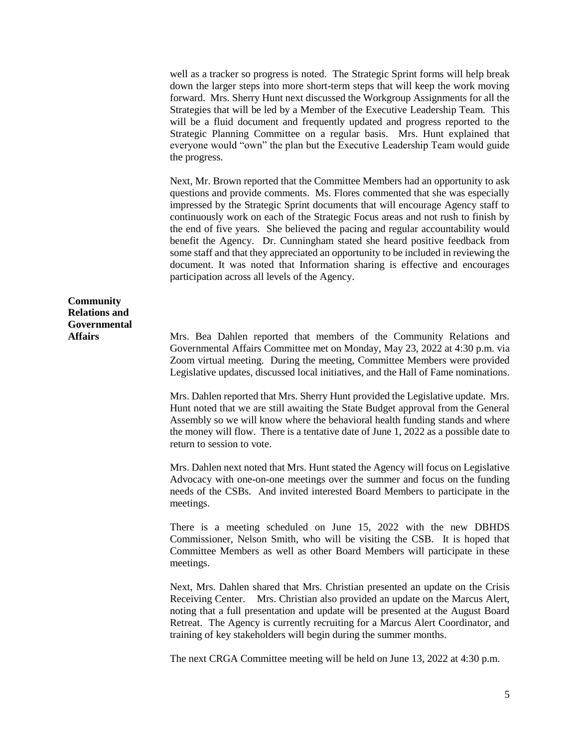well as a tracker so progress is noted. The Strategic Sprint forms will help break down the larger steps into more short-term steps that will keep the work moving forward. Mrs. Sherry Hunt next discussed the Workgroup Assignments for all the Strategies that will be led by a Member of the Executive Leadership Team. This will be a fluid document and frequently updated and progress reported to the Strategic Planning Committee on a regular basis. Mrs. Hunt explained that everyone would "own" the plan but the Executive Leadership Team would guide the progress.

Next, Mr. Brown reported that the Committee Members had an opportunity to ask questions and provide comments. Ms. Flores commented that she was especially impressed by the Strategic Sprint documents that will encourage Agency staff to continuously work on each of the Strategic Focus areas and not rush to finish by the end of five years. She believed the pacing and regular accountability would benefit the Agency. Dr. Cunningham stated she heard positive feedback from some staff and that they appreciated an opportunity to be included in reviewing the document. It was noted that Information sharing is effective and encourages participation across all levels of the Agency.

**Community Relations and Governmental Affairs**

Mrs. Bea Dahlen reported that members of the Community Relations and Governmental Affairs Committee met on Monday, May 23, 2022 at 4:30 p.m. via Zoom virtual meeting. During the meeting, Committee Members were provided Legislative updates, discussed local initiatives, and the Hall of Fame nominations.

Mrs. Dahlen reported that Mrs. Sherry Hunt provided the Legislative update. Mrs. Hunt noted that we are still awaiting the State Budget approval from the General Assembly so we will know where the behavioral health funding stands and where the money will flow. There is a tentative date of June 1, 2022 as a possible date to return to session to vote.

Mrs. Dahlen next noted that Mrs. Hunt stated the Agency will focus on Legislative Advocacy with one-on-one meetings over the summer and focus on the funding needs of the CSBs. And invited interested Board Members to participate in the meetings.

There is a meeting scheduled on June 15, 2022 with the new DBHDS Commissioner, Nelson Smith, who will be visiting the CSB. It is hoped that Committee Members as well as other Board Members will participate in these meetings.

Next, Mrs. Dahlen shared that Mrs. Christian presented an update on the Crisis Receiving Center. Mrs. Christian also provided an update on the Marcus Alert, noting that a full presentation and update will be presented at the August Board Retreat. The Agency is currently recruiting for a Marcus Alert Coordinator, and training of key stakeholders will begin during the summer months.

The next CRGA Committee meeting will be held on June 13, 2022 at 4:30 p.m.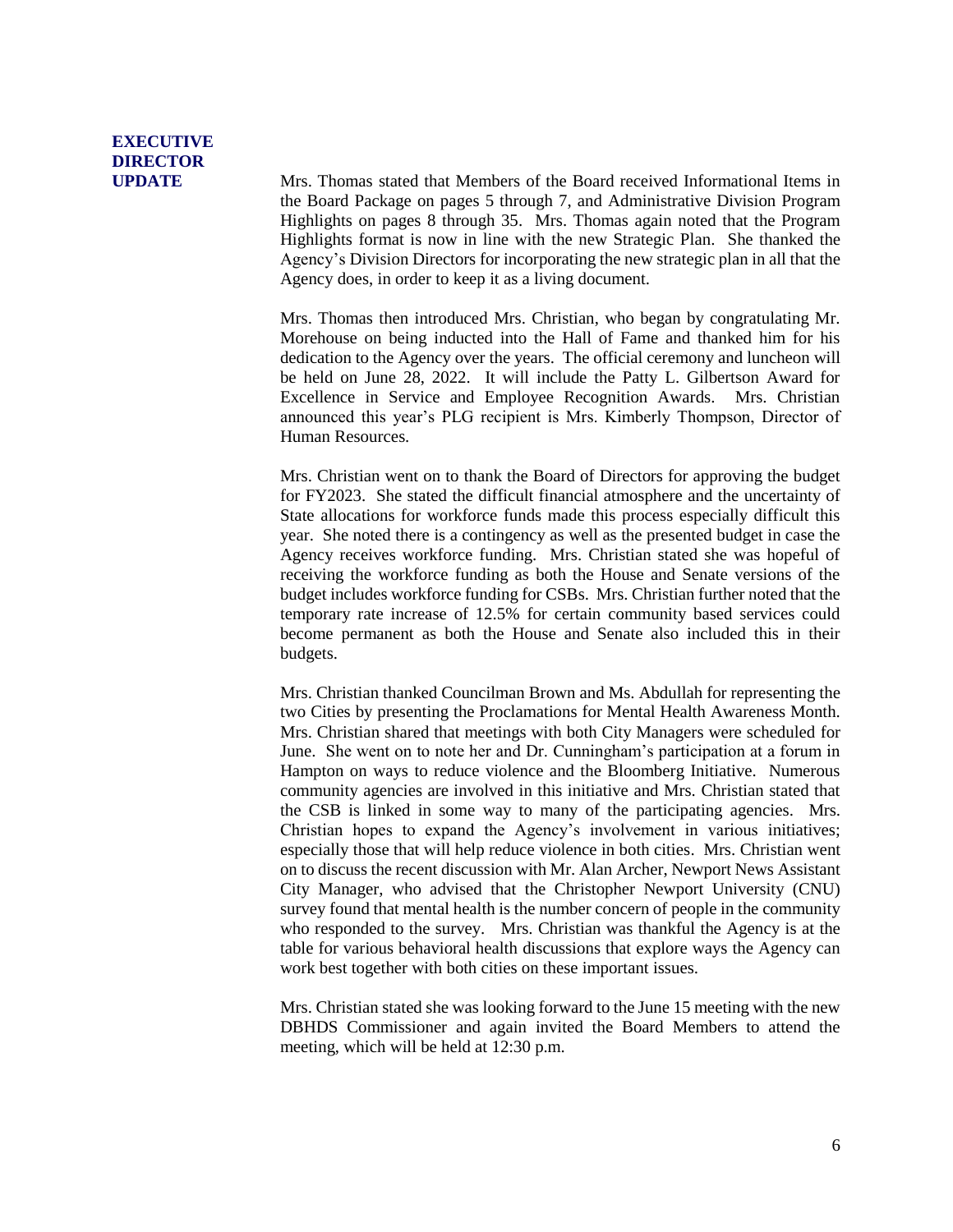**EXECUTIVE DIRECTOR UPDATE**

Mrs. Thomas stated that Members of the Board received Informational Items in the Board Package on pages 5 through 7, and Administrative Division Program Highlights on pages 8 through 35. Mrs. Thomas again noted that the Program Highlights format is now in line with the new Strategic Plan. She thanked the Agency's Division Directors for incorporating the new strategic plan in all that the Agency does, in order to keep it as a living document.

Mrs. Thomas then introduced Mrs. Christian, who began by congratulating Mr. Morehouse on being inducted into the Hall of Fame and thanked him for his dedication to the Agency over the years. The official ceremony and luncheon will be held on June 28, 2022. It will include the Patty L. Gilbertson Award for Excellence in Service and Employee Recognition Awards. Mrs. Christian announced this year's PLG recipient is Mrs. Kimberly Thompson, Director of Human Resources.

Mrs. Christian went on to thank the Board of Directors for approving the budget for FY2023. She stated the difficult financial atmosphere and the uncertainty of State allocations for workforce funds made this process especially difficult this year. She noted there is a contingency as well as the presented budget in case the Agency receives workforce funding. Mrs. Christian stated she was hopeful of receiving the workforce funding as both the House and Senate versions of the budget includes workforce funding for CSBs. Mrs. Christian further noted that the temporary rate increase of 12.5% for certain community based services could become permanent as both the House and Senate also included this in their budgets.

Mrs. Christian thanked Councilman Brown and Ms. Abdullah for representing the two Cities by presenting the Proclamations for Mental Health Awareness Month. Mrs. Christian shared that meetings with both City Managers were scheduled for June. She went on to note her and Dr. Cunningham's participation at a forum in Hampton on ways to reduce violence and the Bloomberg Initiative. Numerous community agencies are involved in this initiative and Mrs. Christian stated that the CSB is linked in some way to many of the participating agencies. Mrs. Christian hopes to expand the Agency's involvement in various initiatives; especially those that will help reduce violence in both cities. Mrs. Christian went on to discuss the recent discussion with Mr. Alan Archer, Newport News Assistant City Manager, who advised that the Christopher Newport University (CNU) survey found that mental health is the number concern of people in the community who responded to the survey. Mrs. Christian was thankful the Agency is at the table for various behavioral health discussions that explore ways the Agency can work best together with both cities on these important issues.

Mrs. Christian stated she was looking forward to the June 15 meeting with the new DBHDS Commissioner and again invited the Board Members to attend the meeting, which will be held at 12:30 p.m.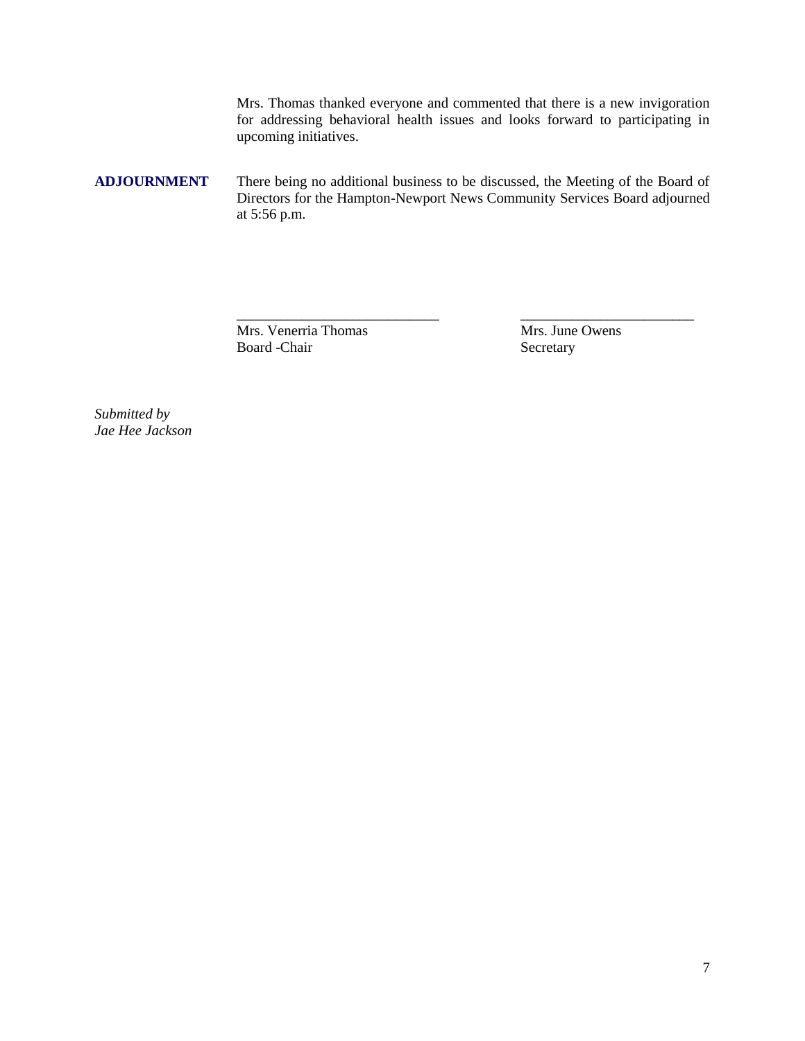Mrs. Thomas thanked everyone and commented that there is a new invigoration for addressing behavioral health issues and looks forward to participating in upcoming initiatives.

**ADJOURNMENT** There being no additional business to be discussed, the Meeting of the Board of Directors for the Hampton-Newport News Community Services Board adjourned at 5:56 p.m.

| | |
|---|---|
| \_\_\_\_\_\_\_\_\_\_\_\_\_\_\_\_\_\_\_\_\_\_\_\_\_\_\_\_ | \_\_\_\_\_\_\_\_\_\_\_\_\_\_\_\_\_\_\_\_\_\_\_\_ |
| Mrs. Venerria Thomas | Mrs. June Owens |
| Board -Chair | Secretary |

*Submitted by*
*Jae Hee Jackson*